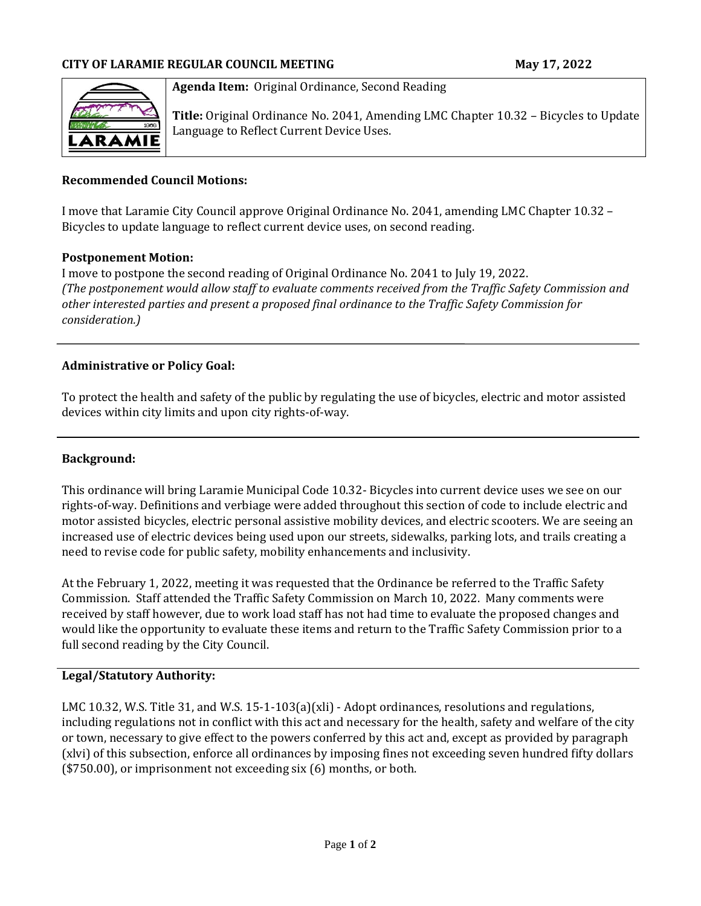**CITY OF LARAMIE REGULAR COUNCIL MEETING** **May 17, 2022**

**Agenda Item:** Original Ordinance, Second Reading

**Title:** Original Ordinance No. 2041, Amending LMC Chapter 10.32 – Bicycles to Update Language to Reflect Current Device Uses.

**Recommended Council Motions:**

I move that Laramie City Council approve Original Ordinance No. 2041, amending LMC Chapter 10.32 – Bicycles to update language to reflect current device uses, on second reading.

**Postponement Motion:**

I move to postpone the second reading of Original Ordinance No. 2041 to July 19, 2022.

*(The postponement would allow staff to evaluate comments received from the Traffic Safety Commission and other interested parties and present a proposed final ordinance to the Traffic Safety Commission for consideration.)*

---

**Administrative or Policy Goal:**

To protect the health and safety of the public by regulating the use of bicycles, electric and motor assisted devices within city limits and upon city rights-of-way.

---

**Background:**

This ordinance will bring Laramie Municipal Code 10.32- Bicycles into current device uses we see on our rights-of-way. Definitions and verbiage were added throughout this section of code to include electric and motor assisted bicycles, electric personal assistive mobility devices, and electric scooters. We are seeing an increased use of electric devices being used upon our streets, sidewalks, parking lots, and trails creating a need to revise code for public safety, mobility enhancements and inclusivity.

At the February 1, 2022, meeting it was requested that the Ordinance be referred to the Traffic Safety Commission. Staff attended the Traffic Safety Commission on March 10, 2022. Many comments were received by staff however, due to work load staff has not had time to evaluate the proposed changes and would like the opportunity to evaluate these items and return to the Traffic Safety Commission prior to a full second reading by the City Council.

**Legal/Statutory Authority:**

LMC 10.32, W.S. Title 31, and W.S. 15-1-103(a)(xli) - Adopt ordinances, resolutions and regulations, including regulations not in conflict with this act and necessary for the health, safety and welfare of the city or town, necessary to give effect to the powers conferred by this act and, except as provided by paragraph (xlvi) of this subsection, enforce all ordinances by imposing fines not exceeding seven hundred fifty dollars ($750.00), or imprisonment not exceeding six (6) months, or both.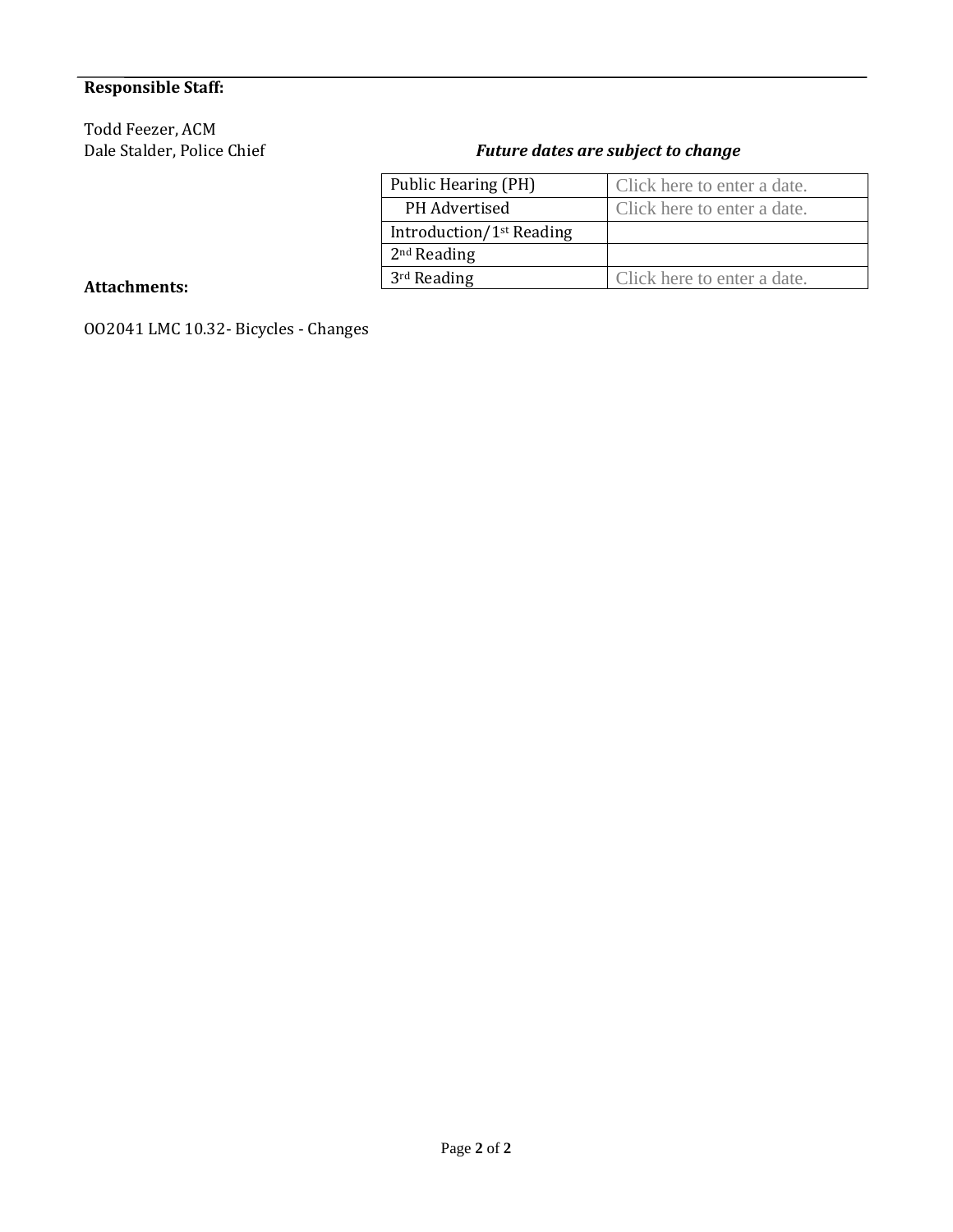**Responsible Staff:**

Todd Feezer, ACM
Dale Stalder, Police Chief

***Future dates are subject to change***

| | |
|---|---|
| Public Hearing (PH) | Click here to enter a date. |
| PH Advertised | Click here to enter a date. |
| Introduction/1st Reading | |
| 2nd Reading | |
| 3rd Reading | Click here to enter a date. |

**Attachments:**

OO2041 LMC 10.32- Bicycles - Changes